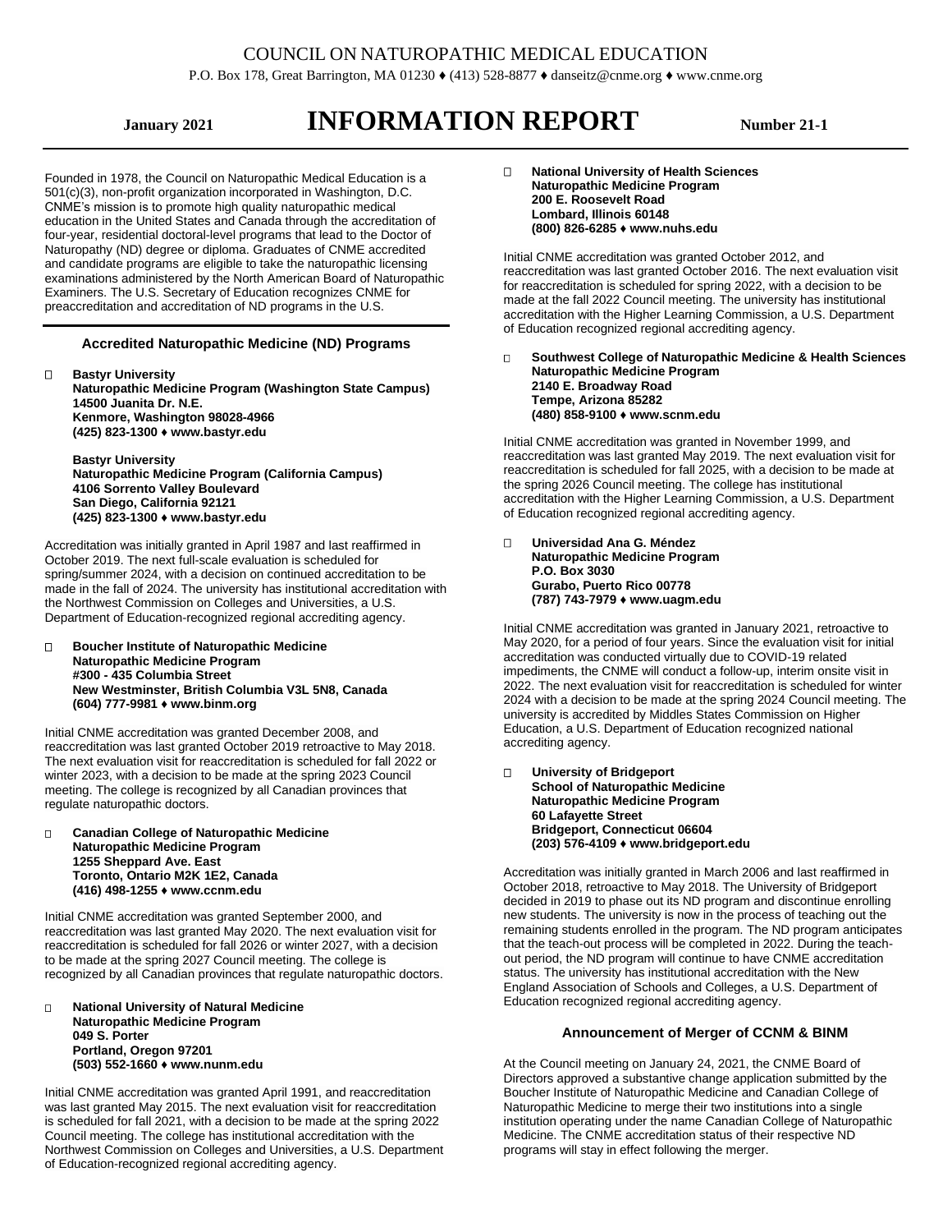# COUNCIL ON NATUROPATHIC MEDICAL EDUCATION

P.O. Box 178, Great Barrington, MA 01230 ♦ (413) 528-8877 ♦ danseitz@cnme.org ♦ www.cnme.org

**January 2021** **INFORMATION REPORT** **Number 21-1**

Founded in 1978, the Council on Naturopathic Medical Education is a 501(c)(3), non-profit organization incorporated in Washington, D.C. CNME's mission is to promote high quality naturopathic medical education in the United States and Canada through the accreditation of four-year, residential doctoral-level programs that lead to the Doctor of Naturopathy (ND) degree or diploma. Graduates of CNME accredited and candidate programs are eligible to take the naturopathic licensing examinations administered by the North American Board of Naturopathic Examiners. The U.S. Secretary of Education recognizes CNME for preaccreditation and accreditation of ND programs in the U.S.

## Accredited Naturopathic Medicine (ND) Programs

- **Bastyr University**
  **Naturopathic Medicine Program (Washington State Campus)**
  **14500 Juanita Dr. N.E.**
  **Kenmore, Washington 98028-4966**
  **(425) 823-1300 ♦ www.bastyr.edu**

  **Bastyr University**
  **Naturopathic Medicine Program (California Campus)**
  **4106 Sorrento Valley Boulevard**
  **San Diego, California 92121**
  **(425) 823-1300 ♦ www.bastyr.edu**

Accreditation was initially granted in April 1987 and last reaffirmed in October 2019. The next full-scale evaluation is scheduled for spring/summer 2024, with a decision on continued accreditation to be made in the fall of 2024. The university has institutional accreditation with the Northwest Commission on Colleges and Universities, a U.S. Department of Education-recognized regional accrediting agency.

- **Boucher Institute of Naturopathic Medicine**
  **Naturopathic Medicine Program**
  **#300 - 435 Columbia Street**
  **New Westminster, British Columbia V3L 5N8, Canada**
  **(604) 777-9981 ♦ www.binm.org**

Initial CNME accreditation was granted December 2008, and reaccreditation was last granted October 2019 retroactive to May 2018. The next evaluation visit for reaccreditation is scheduled for fall 2022 or winter 2023, with a decision to be made at the spring 2023 Council meeting. The college is recognized by all Canadian provinces that regulate naturopathic doctors.

- **Canadian College of Naturopathic Medicine**
  **Naturopathic Medicine Program**
  **1255 Sheppard Ave. East**
  **Toronto, Ontario M2K 1E2, Canada**
  **(416) 498-1255 ♦ www.ccnm.edu**

Initial CNME accreditation was granted September 2000, and reaccreditation was last granted May 2020. The next evaluation visit for reaccreditation is scheduled for fall 2026 or winter 2027, with a decision to be made at the spring 2027 Council meeting. The college is recognized by all Canadian provinces that regulate naturopathic doctors.

- **National University of Natural Medicine**
  **Naturopathic Medicine Program**
  **049 S. Porter**
  **Portland, Oregon 97201**
  **(503) 552-1660 ♦ www.nunm.edu**

Initial CNME accreditation was granted April 1991, and reaccreditation was last granted May 2015. The next evaluation visit for reaccreditation is scheduled for fall 2021, with a decision to be made at the spring 2022 Council meeting. The college has institutional accreditation with the Northwest Commission on Colleges and Universities, a U.S. Department of Education-recognized regional accrediting agency.

- **National University of Health Sciences**
  **Naturopathic Medicine Program**
  **200 E. Roosevelt Road**
  **Lombard, Illinois 60148**
  **(800) 826-6285 ♦ www.nuhs.edu**

Initial CNME accreditation was granted October 2012, and reaccreditation was last granted October 2016. The next evaluation visit for reaccreditation is scheduled for spring 2022, with a decision to be made at the fall 2022 Council meeting. The university has institutional accreditation with the Higher Learning Commission, a U.S. Department of Education recognized regional accrediting agency.

- **Southwest College of Naturopathic Medicine & Health Sciences**
  **Naturopathic Medicine Program**
  **2140 E. Broadway Road**
  **Tempe, Arizona 85282**
  **(480) 858-9100 ♦ www.scnm.edu**

Initial CNME accreditation was granted in November 1999, and reaccreditation was last granted May 2019. The next evaluation visit for reaccreditation is scheduled for fall 2025, with a decision to be made at the spring 2026 Council meeting. The college has institutional accreditation with the Higher Learning Commission, a U.S. Department of Education recognized regional accrediting agency.

- **Universidad Ana G. Méndez**
  **Naturopathic Medicine Program**
  **P.O. Box 3030**
  **Gurabo, Puerto Rico 00778**
  **(787) 743-7979 ♦ www.uagm.edu**

Initial CNME accreditation was granted in January 2021, retroactive to May 2020, for a period of four years. Since the evaluation visit for initial accreditation was conducted virtually due to COVID-19 related impediments, the CNME will conduct a follow-up, interim onsite visit in 2022. The next evaluation visit for reaccreditation is scheduled for winter 2024 with a decision to be made at the spring 2024 Council meeting. The university is accredited by Middles States Commission on Higher Education, a U.S. Department of Education recognized national accrediting agency.

- **University of Bridgeport**
  **School of Naturopathic Medicine**
  **Naturopathic Medicine Program**
  **60 Lafayette Street**
  **Bridgeport, Connecticut 06604**
  **(203) 576-4109 ♦ www.bridgeport.edu**

Accreditation was initially granted in March 2006 and last reaffirmed in October 2018, retroactive to May 2018. The University of Bridgeport decided in 2019 to phase out its ND program and discontinue enrolling new students. The university is now in the process of teaching out the remaining students enrolled in the program. The ND program anticipates that the teach-out process will be completed in 2022. During the teach-out period, the ND program will continue to have CNME accreditation status. The university has institutional accreditation with the New England Association of Schools and Colleges, a U.S. Department of Education recognized regional accrediting agency.

## Announcement of Merger of CCNM & BINM

At the Council meeting on January 24, 2021, the CNME Board of Directors approved a substantive change application submitted by the Boucher Institute of Naturopathic Medicine and Canadian College of Naturopathic Medicine to merge their two institutions into a single institution operating under the name Canadian College of Naturopathic Medicine. The CNME accreditation status of their respective ND programs will stay in effect following the merger.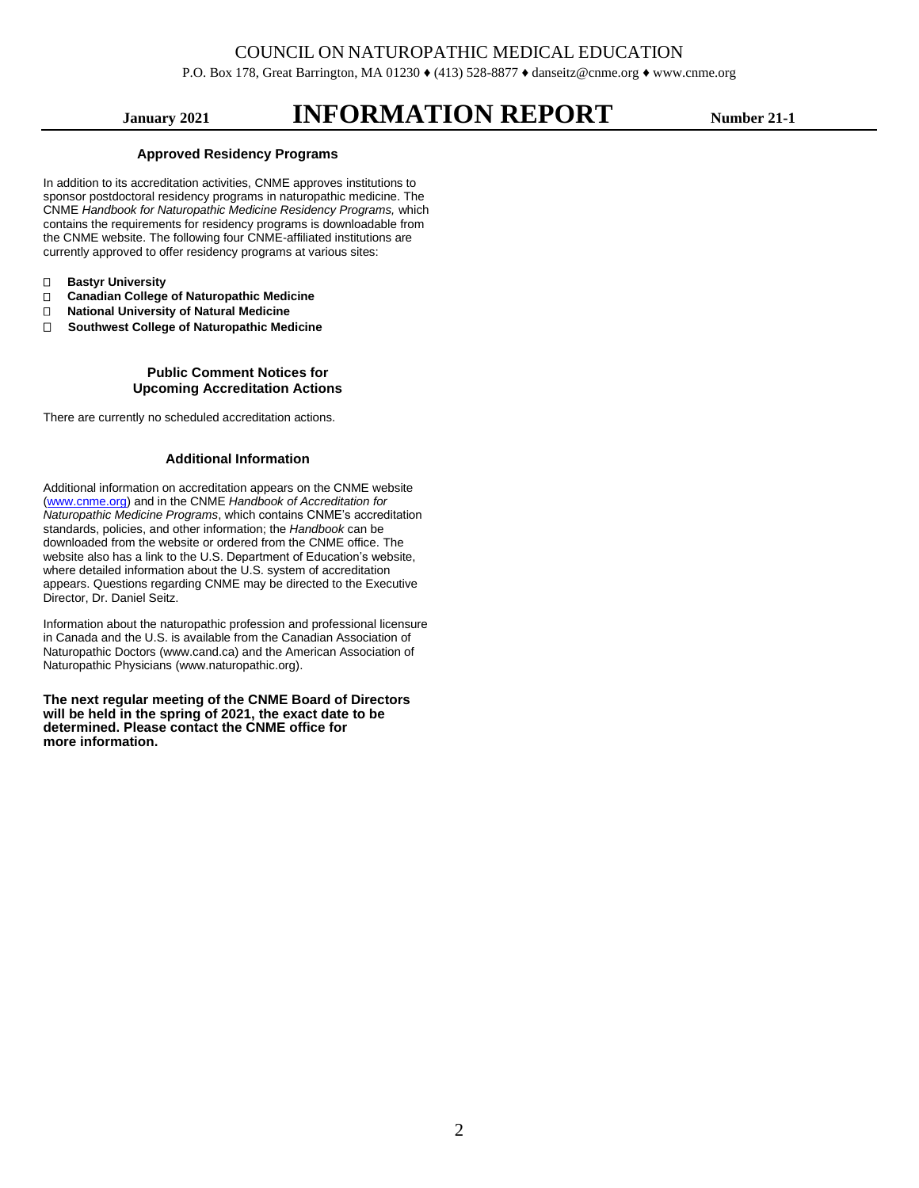COUNCIL ON NATUROPATHIC MEDICAL EDUCATION

P.O. Box 178, Great Barrington, MA 01230 ♦ (413) 528-8877 ♦ danseitz@cnme.org ♦ www.cnme.org

**January 2021** # INFORMATION REPORT **Number 21-1**

### Approved Residency Programs

In addition to its accreditation activities, CNME approves institutions to sponsor postdoctoral residency programs in naturopathic medicine. The CNME *Handbook for Naturopathic Medicine Residency Programs,* which contains the requirements for residency programs is downloadable from the CNME website. The following four CNME-affiliated institutions are currently approved to offer residency programs at various sites:

- **Bastyr University**
- **Canadian College of Naturopathic Medicine**
- **National University of Natural Medicine**
- **Southwest College of Naturopathic Medicine**

### Public Comment Notices for Upcoming Accreditation Actions

There are currently no scheduled accreditation actions.

### Additional Information

Additional information on accreditation appears on the CNME website (www.cnme.org) and in the CNME *Handbook of Accreditation for Naturopathic Medicine Programs*, which contains CNME's accreditation standards, policies, and other information; the *Handbook* can be downloaded from the website or ordered from the CNME office. The website also has a link to the U.S. Department of Education's website, where detailed information about the U.S. system of accreditation appears. Questions regarding CNME may be directed to the Executive Director, Dr. Daniel Seitz.

Information about the naturopathic profession and professional licensure in Canada and the U.S. is available from the Canadian Association of Naturopathic Doctors (www.cand.ca) and the American Association of Naturopathic Physicians (www.naturopathic.org).

**The next regular meeting of the CNME Board of Directors will be held in the spring of 2021, the exact date to be determined. Please contact the CNME office for more information.**